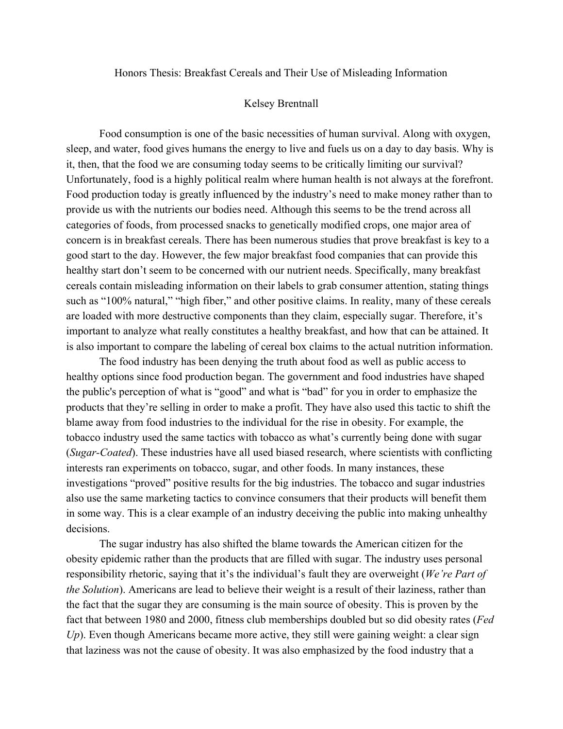# Honors Thesis: Breakfast Cereals and Their Use of Misleading Information

Kelsey Brentnall

Food consumption is one of the basic necessities of human survival. Along with oxygen, sleep, and water, food gives humans the energy to live and fuels us on a day to day basis. Why is it, then, that the food we are consuming today seems to be critically limiting our survival? Unfortunately, food is a highly political realm where human health is not always at the forefront. Food production today is greatly influenced by the industry's need to make money rather than to provide us with the nutrients our bodies need. Although this seems to be the trend across all categories of foods, from processed snacks to genetically modified crops, one major area of concern is in breakfast cereals. There has been numerous studies that prove breakfast is key to a good start to the day. However, the few major breakfast food companies that can provide this healthy start don't seem to be concerned with our nutrient needs. Specifically, many breakfast cereals contain misleading information on their labels to grab consumer attention, stating things such as "100% natural," "high fiber," and other positive claims. In reality, many of these cereals are loaded with more destructive components than they claim, especially sugar. Therefore, it's important to analyze what really constitutes a healthy breakfast, and how that can be attained. It is also important to compare the labeling of cereal box claims to the actual nutrition information.

The food industry has been denying the truth about food as well as public access to healthy options since food production began. The government and food industries have shaped the public's perception of what is "good" and what is "bad" for you in order to emphasize the products that they're selling in order to make a profit. They have also used this tactic to shift the blame away from food industries to the individual for the rise in obesity. For example, the tobacco industry used the same tactics with tobacco as what's currently being done with sugar (*Sugar-Coated*). These industries have all used biased research, where scientists with conflicting interests ran experiments on tobacco, sugar, and other foods. In many instances, these investigations "proved" positive results for the big industries. The tobacco and sugar industries also use the same marketing tactics to convince consumers that their products will benefit them in some way. This is a clear example of an industry deceiving the public into making unhealthy decisions.

The sugar industry has also shifted the blame towards the American citizen for the obesity epidemic rather than the products that are filled with sugar. The industry uses personal responsibility rhetoric, saying that it's the individual's fault they are overweight (*We're Part of the Solution*). Americans are lead to believe their weight is a result of their laziness, rather than the fact that the sugar they are consuming is the main source of obesity. This is proven by the fact that between 1980 and 2000, fitness club memberships doubled but so did obesity rates (*Fed Up*). Even though Americans became more active, they still were gaining weight: a clear sign that laziness was not the cause of obesity. It was also emphasized by the food industry that a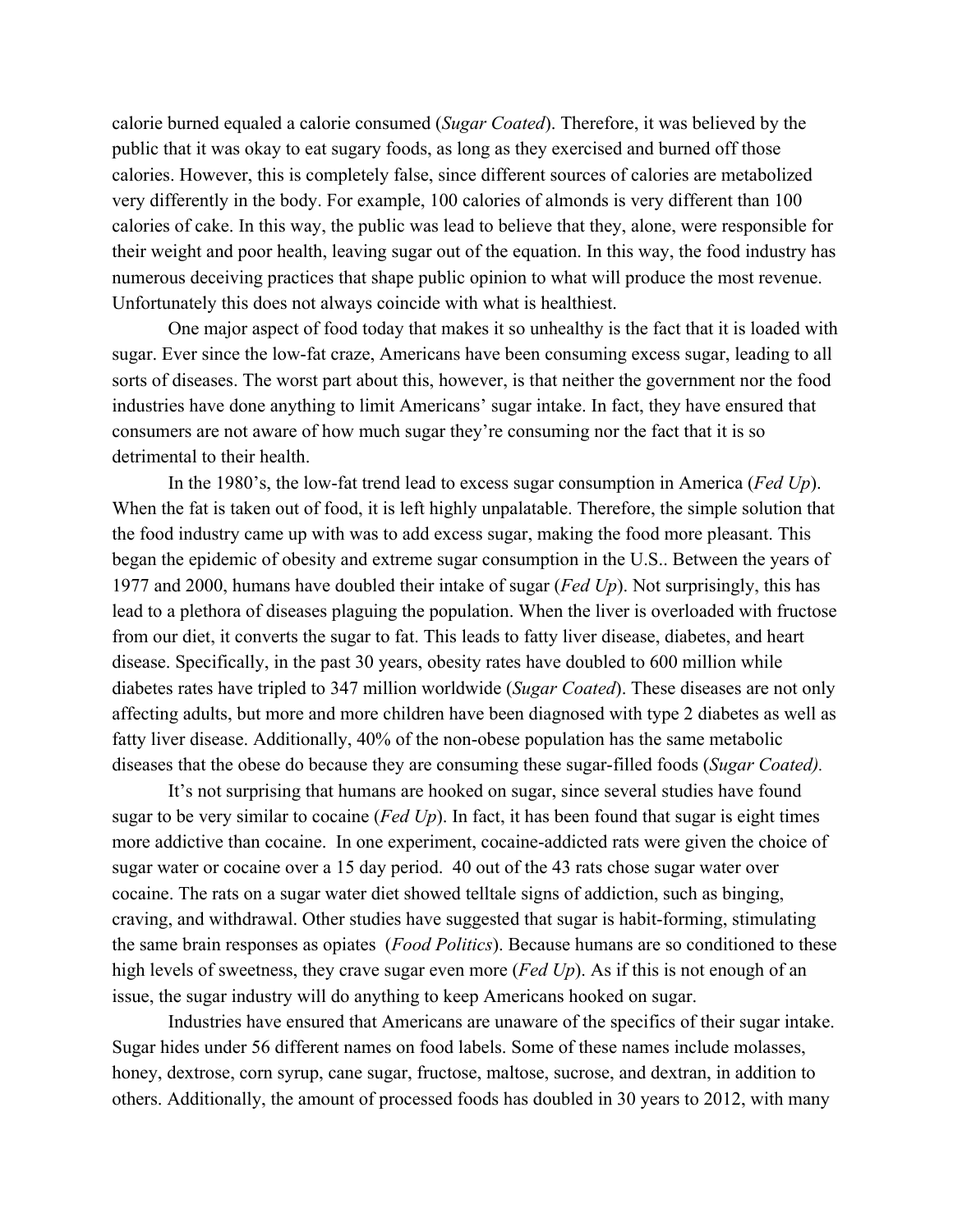calorie burned equaled a calorie consumed (*Sugar Coated*). Therefore, it was believed by the public that it was okay to eat sugary foods, as long as they exercised and burned off those calories. However, this is completely false, since different sources of calories are metabolized very differently in the body. For example, 100 calories of almonds is very different than 100 calories of cake. In this way, the public was lead to believe that they, alone, were responsible for their weight and poor health, leaving sugar out of the equation. In this way, the food industry has numerous deceiving practices that shape public opinion to what will produce the most revenue. Unfortunately this does not always coincide with what is healthiest.

One major aspect of food today that makes it so unhealthy is the fact that it is loaded with sugar. Ever since the low-fat craze, Americans have been consuming excess sugar, leading to all sorts of diseases. The worst part about this, however, is that neither the government nor the food industries have done anything to limit Americans' sugar intake. In fact, they have ensured that consumers are not aware of how much sugar they're consuming nor the fact that it is so detrimental to their health.

In the 1980's, the low-fat trend lead to excess sugar consumption in America (*Fed Up*). When the fat is taken out of food, it is left highly unpalatable. Therefore, the simple solution that the food industry came up with was to add excess sugar, making the food more pleasant. This began the epidemic of obesity and extreme sugar consumption in the U.S.. Between the years of 1977 and 2000, humans have doubled their intake of sugar (*Fed Up*). Not surprisingly, this has lead to a plethora of diseases plaguing the population. When the liver is overloaded with fructose from our diet, it converts the sugar to fat. This leads to fatty liver disease, diabetes, and heart disease. Specifically, in the past 30 years, obesity rates have doubled to 600 million while diabetes rates have tripled to 347 million worldwide (*Sugar Coated*). These diseases are not only affecting adults, but more and more children have been diagnosed with type 2 diabetes as well as fatty liver disease. Additionally, 40% of the non-obese population has the same metabolic diseases that the obese do because they are consuming these sugar-filled foods (*Sugar Coated).*

It's not surprising that humans are hooked on sugar, since several studies have found sugar to be very similar to cocaine (*Fed Up*). In fact, it has been found that sugar is eight times more addictive than cocaine. In one experiment, cocaine-addicted rats were given the choice of sugar water or cocaine over a 15 day period. 40 out of the 43 rats chose sugar water over cocaine. The rats on a sugar water diet showed telltale signs of addiction, such as binging, craving, and withdrawal. Other studies have suggested that sugar is habit-forming, stimulating the same brain responses as opiates (*Food Politics*). Because humans are so conditioned to these high levels of sweetness, they crave sugar even more (*Fed Up*). As if this is not enough of an issue, the sugar industry will do anything to keep Americans hooked on sugar.

Industries have ensured that Americans are unaware of the specifics of their sugar intake. Sugar hides under 56 different names on food labels. Some of these names include molasses, honey, dextrose, corn syrup, cane sugar, fructose, maltose, sucrose, and dextran, in addition to others. Additionally, the amount of processed foods has doubled in 30 years to 2012, with many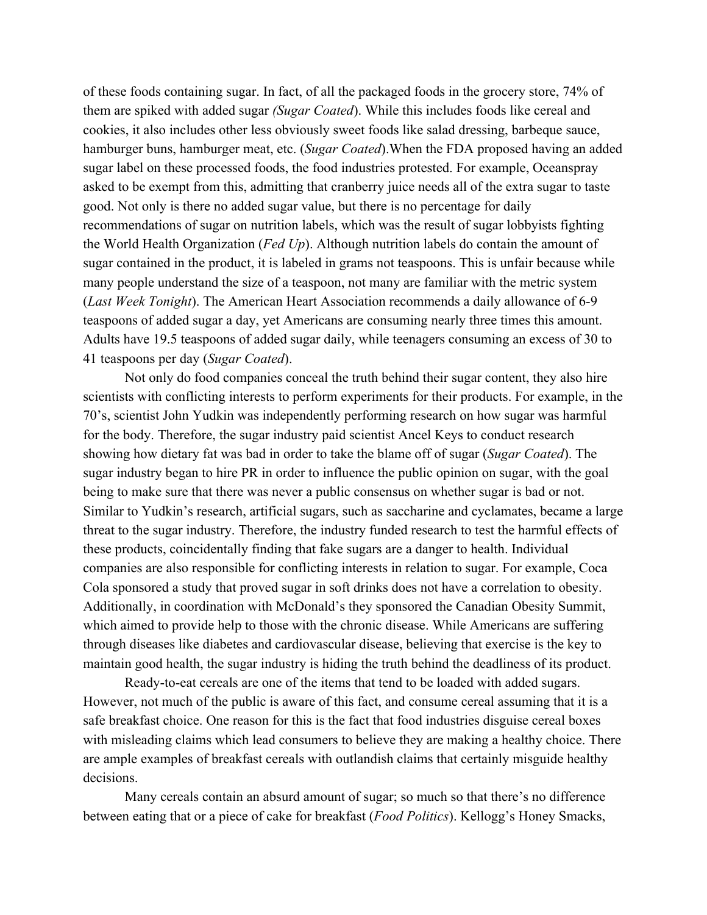of these foods containing sugar. In fact, of all the packaged foods in the grocery store, 74% of them are spiked with added sugar *(Sugar Coated*). While this includes foods like cereal and cookies, it also includes other less obviously sweet foods like salad dressing, barbeque sauce, hamburger buns, hamburger meat, etc. (*Sugar Coated*).When the FDA proposed having an added sugar label on these processed foods, the food industries protested. For example, Oceanspray asked to be exempt from this, admitting that cranberry juice needs all of the extra sugar to taste good. Not only is there no added sugar value, but there is no percentage for daily recommendations of sugar on nutrition labels, which was the result of sugar lobbyists fighting the World Health Organization (*Fed Up*). Although nutrition labels do contain the amount of sugar contained in the product, it is labeled in grams not teaspoons. This is unfair because while many people understand the size of a teaspoon, not many are familiar with the metric system (*Last Week Tonight*). The American Heart Association recommends a daily allowance of 6-9 teaspoons of added sugar a day, yet Americans are consuming nearly three times this amount. Adults have 19.5 teaspoons of added sugar daily, while teenagers consuming an excess of 30 to 41 teaspoons per day (*Sugar Coated*).

Not only do food companies conceal the truth behind their sugar content, they also hire scientists with conflicting interests to perform experiments for their products. For example, in the 70's, scientist John Yudkin was independently performing research on how sugar was harmful for the body. Therefore, the sugar industry paid scientist Ancel Keys to conduct research showing how dietary fat was bad in order to take the blame off of sugar (*Sugar Coated*). The sugar industry began to hire PR in order to influence the public opinion on sugar, with the goal being to make sure that there was never a public consensus on whether sugar is bad or not. Similar to Yudkin's research, artificial sugars, such as saccharine and cyclamates, became a large threat to the sugar industry. Therefore, the industry funded research to test the harmful effects of these products, coincidentally finding that fake sugars are a danger to health. Individual companies are also responsible for conflicting interests in relation to sugar. For example, Coca Cola sponsored a study that proved sugar in soft drinks does not have a correlation to obesity. Additionally, in coordination with McDonald's they sponsored the Canadian Obesity Summit, which aimed to provide help to those with the chronic disease. While Americans are suffering through diseases like diabetes and cardiovascular disease, believing that exercise is the key to maintain good health, the sugar industry is hiding the truth behind the deadliness of its product.

Ready-to-eat cereals are one of the items that tend to be loaded with added sugars. However, not much of the public is aware of this fact, and consume cereal assuming that it is a safe breakfast choice. One reason for this is the fact that food industries disguise cereal boxes with misleading claims which lead consumers to believe they are making a healthy choice. There are ample examples of breakfast cereals with outlandish claims that certainly misguide healthy decisions.

Many cereals contain an absurd amount of sugar; so much so that there's no difference between eating that or a piece of cake for breakfast (*Food Politics*). Kellogg's Honey Smacks,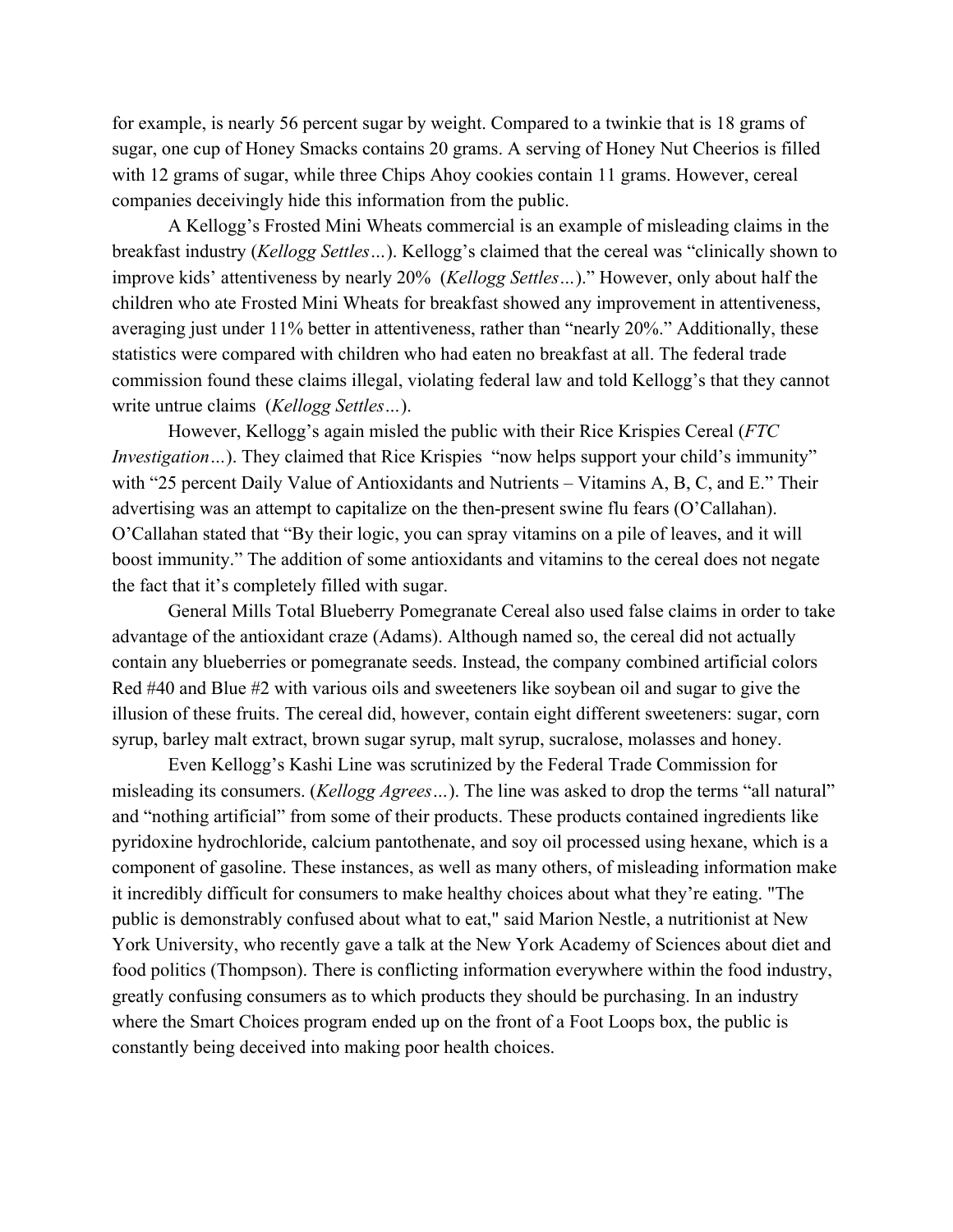for example, is nearly 56 percent sugar by weight. Compared to a twinkie that is 18 grams of sugar, one cup of Honey Smacks contains 20 grams. A serving of Honey Nut Cheerios is filled with 12 grams of sugar, while three Chips Ahoy cookies contain 11 grams. However, cereal companies deceivingly hide this information from the public.

A Kellogg's Frosted Mini Wheats commercial is an example of misleading claims in the breakfast industry (*Kellogg Settles…*). Kellogg's claimed that the cereal was "clinically shown to improve kids' attentiveness by nearly 20% (*Kellogg Settles…*)." However, only about half the children who ate Frosted Mini Wheats for breakfast showed any improvement in attentiveness, averaging just under 11% better in attentiveness, rather than "nearly 20%." Additionally, these statistics were compared with children who had eaten no breakfast at all. The federal trade commission found these claims illegal, violating federal law and told Kellogg's that they cannot write untrue claims (*Kellogg Settles…*).

However, Kellogg's again misled the public with their Rice Krispies Cereal (*FTC Investigation…*). They claimed that Rice Krispies "now helps support your child's immunity" with "25 percent Daily Value of Antioxidants and Nutrients – Vitamins A, B, C, and E." Their advertising was an attempt to capitalize on the then-present swine flu fears (O'Callahan). O'Callahan stated that "By their logic, you can spray vitamins on a pile of leaves, and it will boost immunity." The addition of some antioxidants and vitamins to the cereal does not negate the fact that it's completely filled with sugar.

General Mills Total Blueberry Pomegranate Cereal also used false claims in order to take advantage of the antioxidant craze (Adams). Although named so, the cereal did not actually contain any blueberries or pomegranate seeds. Instead, the company combined artificial colors Red #40 and Blue #2 with various oils and sweeteners like soybean oil and sugar to give the illusion of these fruits. The cereal did, however, contain eight different sweeteners: sugar, corn syrup, barley malt extract, brown sugar syrup, malt syrup, sucralose, molasses and honey.

Even Kellogg's Kashi Line was scrutinized by the Federal Trade Commission for misleading its consumers. (*Kellogg Agrees…*). The line was asked to drop the terms "all natural" and "nothing artificial" from some of their products. These products contained ingredients like pyridoxine hydrochloride, calcium pantothenate, and soy oil processed using hexane, which is a component of gasoline. These instances, as well as many others, of misleading information make it incredibly difficult for consumers to make healthy choices about what they're eating. "The public is demonstrably confused about what to eat," said Marion Nestle, a nutritionist at New York University, who recently gave a talk at the New York Academy of Sciences about diet and food politics (Thompson). There is conflicting information everywhere within the food industry, greatly confusing consumers as to which products they should be purchasing. In an industry where the Smart Choices program ended up on the front of a Foot Loops box, the public is constantly being deceived into making poor health choices.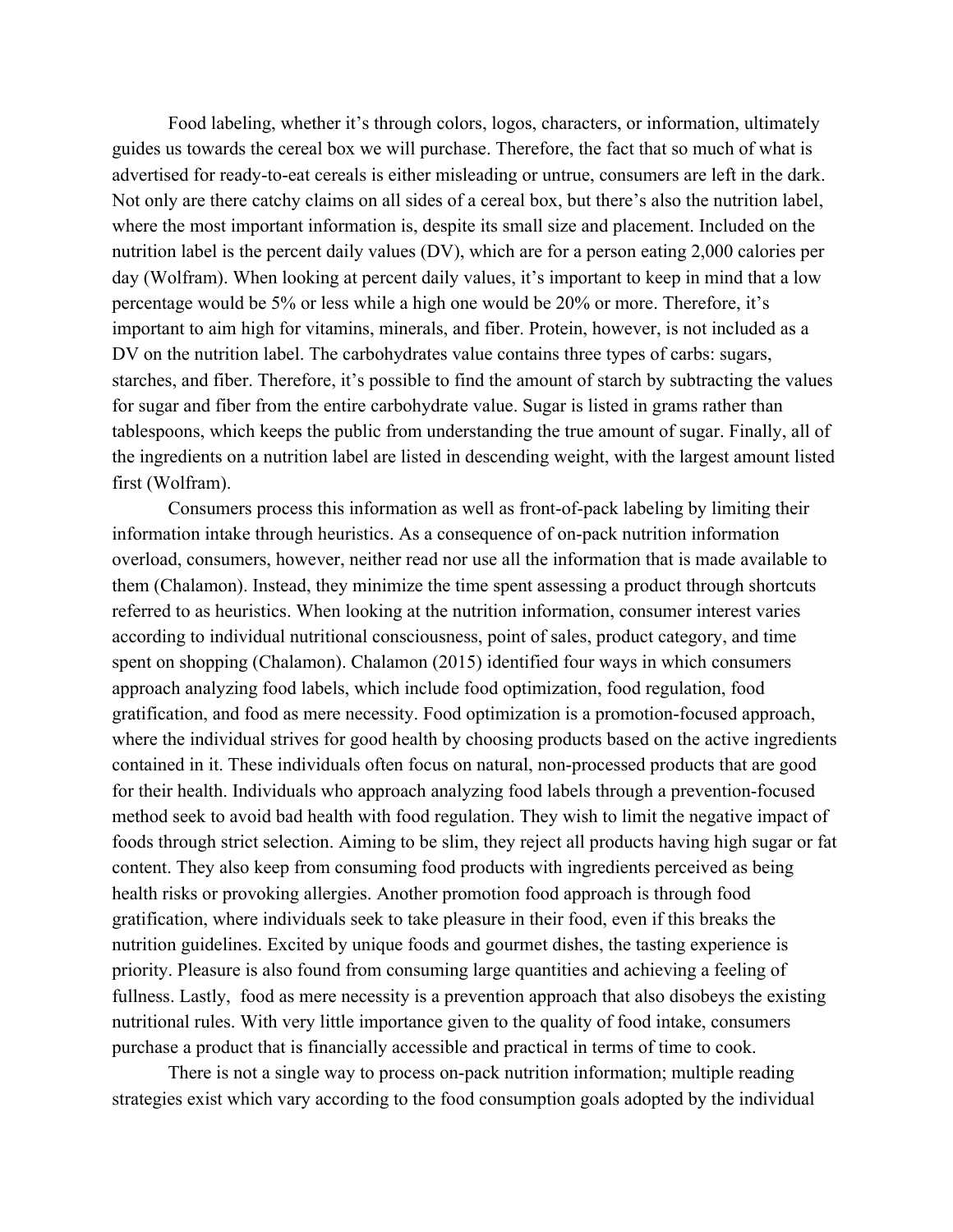Food labeling, whether it's through colors, logos, characters, or information, ultimately guides us towards the cereal box we will purchase. Therefore, the fact that so much of what is advertised for ready-to-eat cereals is either misleading or untrue, consumers are left in the dark. Not only are there catchy claims on all sides of a cereal box, but there's also the nutrition label, where the most important information is, despite its small size and placement. Included on the nutrition label is the percent daily values (DV), which are for a person eating 2,000 calories per day (Wolfram). When looking at percent daily values, it's important to keep in mind that a low percentage would be 5% or less while a high one would be 20% or more. Therefore, it's important to aim high for vitamins, minerals, and fiber. Protein, however, is not included as a DV on the nutrition label. The carbohydrates value contains three types of carbs: sugars, starches, and fiber. Therefore, it's possible to find the amount of starch by subtracting the values for sugar and fiber from the entire carbohydrate value. Sugar is listed in grams rather than tablespoons, which keeps the public from understanding the true amount of sugar. Finally, all of the ingredients on a nutrition label are listed in descending weight, with the largest amount listed first (Wolfram).

Consumers process this information as well as front-of-pack labeling by limiting their information intake through heuristics. As a consequence of on-pack nutrition information overload, consumers, however, neither read nor use all the information that is made available to them (Chalamon). Instead, they minimize the time spent assessing a product through shortcuts referred to as heuristics. When looking at the nutrition information, consumer interest varies according to individual nutritional consciousness, point of sales, product category, and time spent on shopping (Chalamon). Chalamon (2015) identified four ways in which consumers approach analyzing food labels, which include food optimization, food regulation, food gratification, and food as mere necessity. Food optimization is a promotion-focused approach, where the individual strives for good health by choosing products based on the active ingredients contained in it. These individuals often focus on natural, non-processed products that are good for their health. Individuals who approach analyzing food labels through a prevention-focused method seek to avoid bad health with food regulation. They wish to limit the negative impact of foods through strict selection. Aiming to be slim, they reject all products having high sugar or fat content. They also keep from consuming food products with ingredients perceived as being health risks or provoking allergies. Another promotion food approach is through food gratification, where individuals seek to take pleasure in their food, even if this breaks the nutrition guidelines. Excited by unique foods and gourmet dishes, the tasting experience is priority. Pleasure is also found from consuming large quantities and achieving a feeling of fullness. Lastly, food as mere necessity is a prevention approach that also disobeys the existing nutritional rules. With very little importance given to the quality of food intake, consumers purchase a product that is financially accessible and practical in terms of time to cook.

There is not a single way to process on-pack nutrition information; multiple reading strategies exist which vary according to the food consumption goals adopted by the individual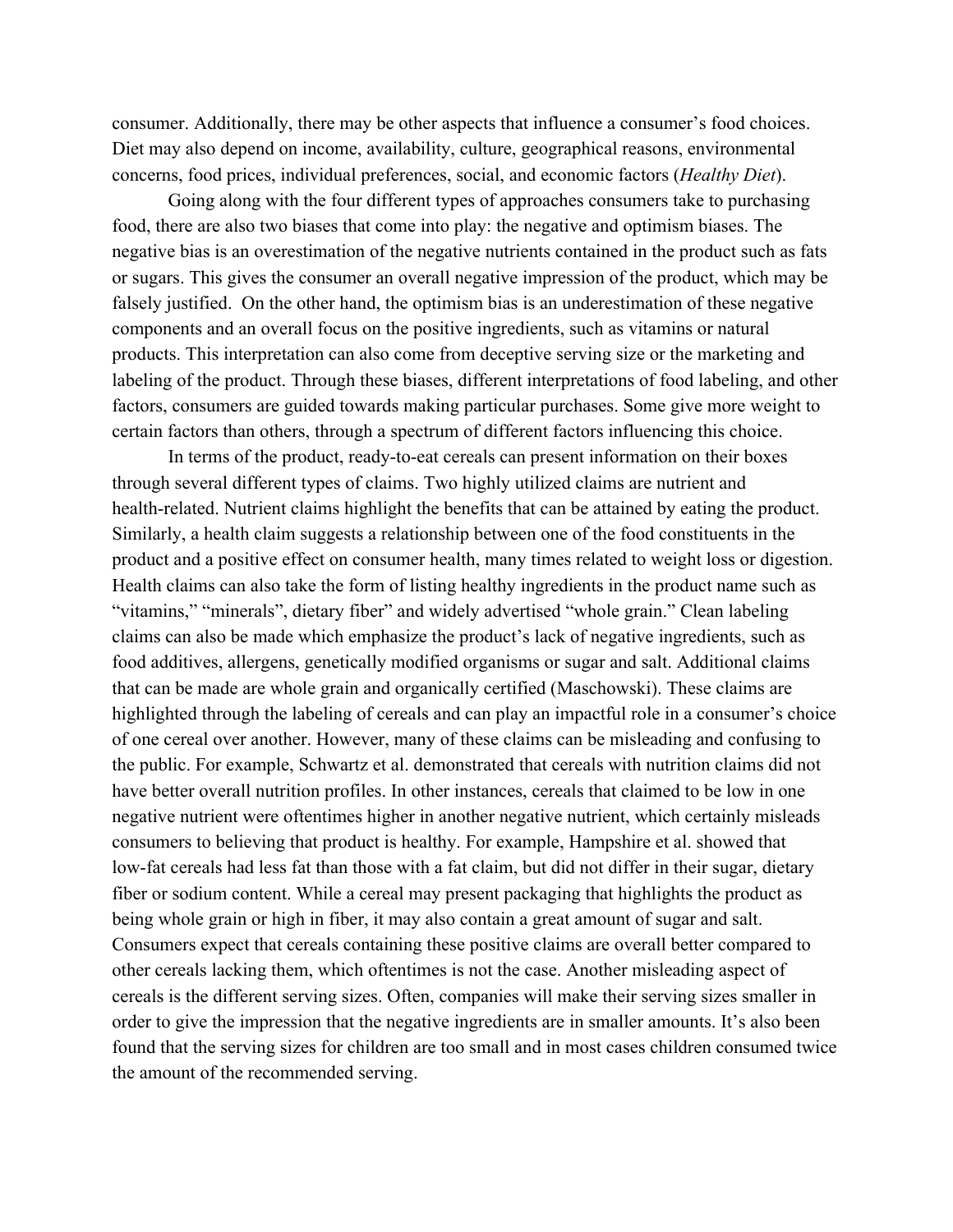consumer. Additionally, there may be other aspects that influence a consumer's food choices. Diet may also depend on income, availability, culture, geographical reasons, environmental concerns, food prices, individual preferences, social, and economic factors (*Healthy Diet*).

Going along with the four different types of approaches consumers take to purchasing food, there are also two biases that come into play: the negative and optimism biases. The negative bias is an overestimation of the negative nutrients contained in the product such as fats or sugars. This gives the consumer an overall negative impression of the product, which may be falsely justified. On the other hand, the optimism bias is an underestimation of these negative components and an overall focus on the positive ingredients, such as vitamins or natural products. This interpretation can also come from deceptive serving size or the marketing and labeling of the product. Through these biases, different interpretations of food labeling, and other factors, consumers are guided towards making particular purchases. Some give more weight to certain factors than others, through a spectrum of different factors influencing this choice.

In terms of the product, ready-to-eat cereals can present information on their boxes through several different types of claims. Two highly utilized claims are nutrient and health-related. Nutrient claims highlight the benefits that can be attained by eating the product. Similarly, a health claim suggests a relationship between one of the food constituents in the product and a positive effect on consumer health, many times related to weight loss or digestion. Health claims can also take the form of listing healthy ingredients in the product name such as "vitamins," "minerals", dietary fiber" and widely advertised "whole grain." Clean labeling claims can also be made which emphasize the product's lack of negative ingredients, such as food additives, allergens, genetically modified organisms or sugar and salt. Additional claims that can be made are whole grain and organically certified (Maschowski). These claims are highlighted through the labeling of cereals and can play an impactful role in a consumer's choice of one cereal over another. However, many of these claims can be misleading and confusing to the public. For example, Schwartz et al. demonstrated that cereals with nutrition claims did not have better overall nutrition profiles. In other instances, cereals that claimed to be low in one negative nutrient were oftentimes higher in another negative nutrient, which certainly misleads consumers to believing that product is healthy. For example, Hampshire et al. showed that low-fat cereals had less fat than those with a fat claim, but did not differ in their sugar, dietary fiber or sodium content. While a cereal may present packaging that highlights the product as being whole grain or high in fiber, it may also contain a great amount of sugar and salt. Consumers expect that cereals containing these positive claims are overall better compared to other cereals lacking them, which oftentimes is not the case. Another misleading aspect of cereals is the different serving sizes. Often, companies will make their serving sizes smaller in order to give the impression that the negative ingredients are in smaller amounts. It's also been found that the serving sizes for children are too small and in most cases children consumed twice the amount of the recommended serving.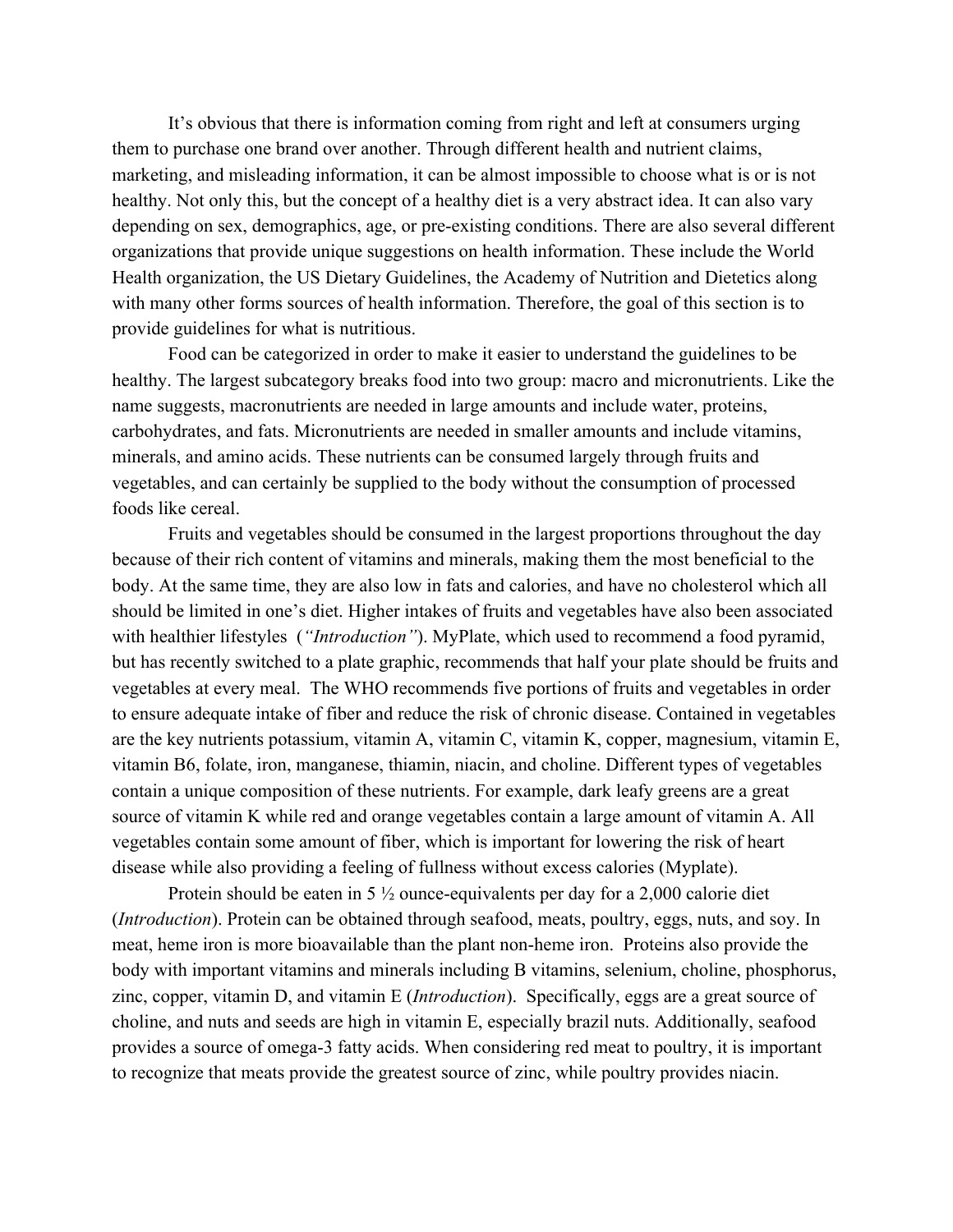It's obvious that there is information coming from right and left at consumers urging them to purchase one brand over another. Through different health and nutrient claims, marketing, and misleading information, it can be almost impossible to choose what is or is not healthy. Not only this, but the concept of a healthy diet is a very abstract idea. It can also vary depending on sex, demographics, age, or pre-existing conditions. There are also several different organizations that provide unique suggestions on health information. These include the World Health organization, the US Dietary Guidelines, the Academy of Nutrition and Dietetics along with many other forms sources of health information. Therefore, the goal of this section is to provide guidelines for what is nutritious.

Food can be categorized in order to make it easier to understand the guidelines to be healthy. The largest subcategory breaks food into two group: macro and micronutrients. Like the name suggests, macronutrients are needed in large amounts and include water, proteins, carbohydrates, and fats. Micronutrients are needed in smaller amounts and include vitamins, minerals, and amino acids. These nutrients can be consumed largely through fruits and vegetables, and can certainly be supplied to the body without the consumption of processed foods like cereal.

Fruits and vegetables should be consumed in the largest proportions throughout the day because of their rich content of vitamins and minerals, making them the most beneficial to the body. At the same time, they are also low in fats and calories, and have no cholesterol which all should be limited in one's diet. Higher intakes of fruits and vegetables have also been associated with healthier lifestyles (*"Introduction"*). MyPlate, which used to recommend a food pyramid, but has recently switched to a plate graphic, recommends that half your plate should be fruits and vegetables at every meal. The WHO recommends five portions of fruits and vegetables in order to ensure adequate intake of fiber and reduce the risk of chronic disease. Contained in vegetables are the key nutrients potassium, vitamin A, vitamin C, vitamin K, copper, magnesium, vitamin E, vitamin B6, folate, iron, manganese, thiamin, niacin, and choline. Different types of vegetables contain a unique composition of these nutrients. For example, dark leafy greens are a great source of vitamin K while red and orange vegetables contain a large amount of vitamin A. All vegetables contain some amount of fiber, which is important for lowering the risk of heart disease while also providing a feeling of fullness without excess calories (Myplate).

Protein should be eaten in 5 ½ ounce-equivalents per day for a 2,000 calorie diet (*Introduction*). Protein can be obtained through seafood, meats, poultry, eggs, nuts, and soy. In meat, heme iron is more bioavailable than the plant non-heme iron. Proteins also provide the body with important vitamins and minerals including B vitamins, selenium, choline, phosphorus, zinc, copper, vitamin D, and vitamin E (*Introduction*). Specifically, eggs are a great source of choline, and nuts and seeds are high in vitamin E, especially brazil nuts. Additionally, seafood provides a source of omega-3 fatty acids. When considering red meat to poultry, it is important to recognize that meats provide the greatest source of zinc, while poultry provides niacin.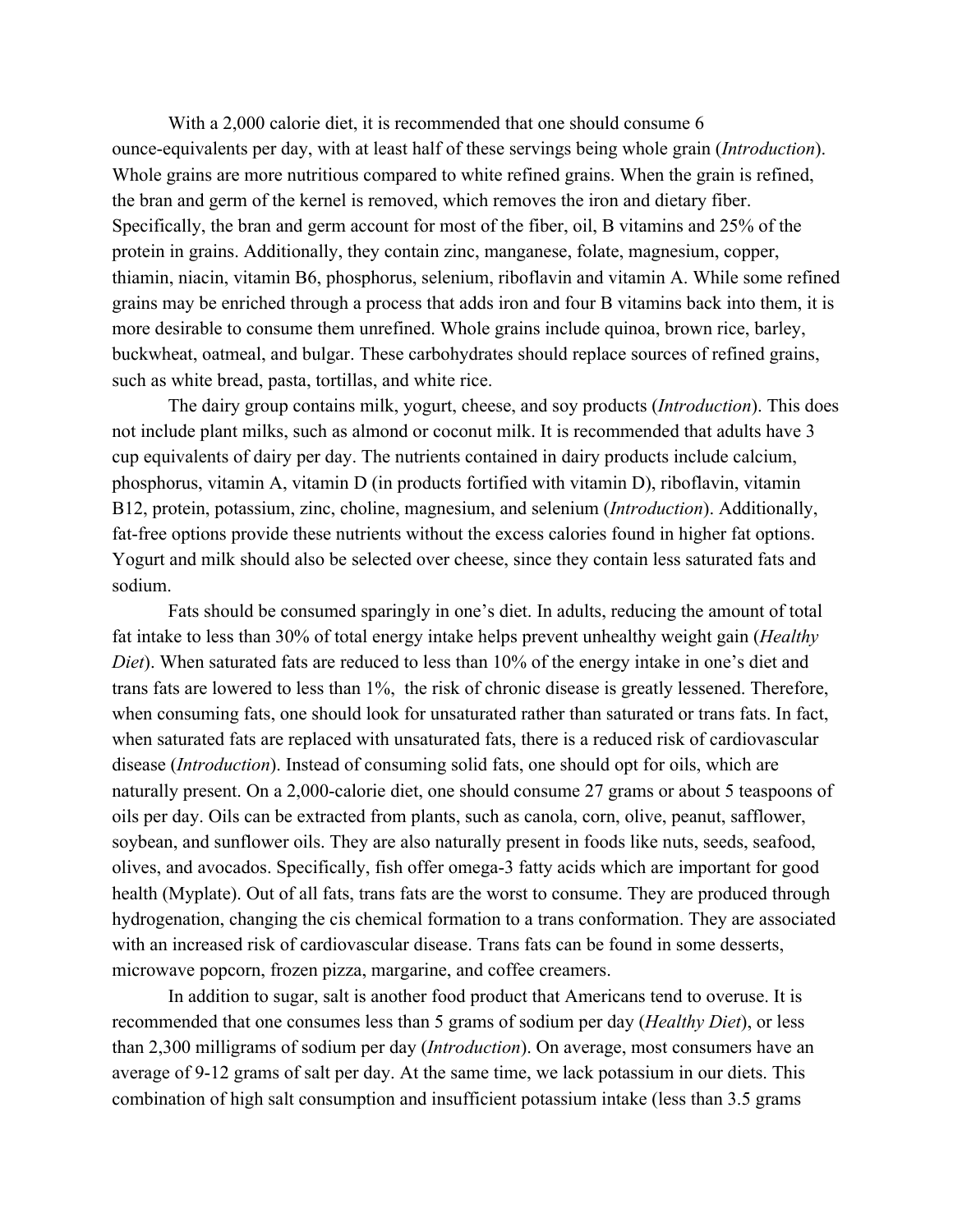With a 2,000 calorie diet, it is recommended that one should consume 6 ounce-equivalents per day, with at least half of these servings being whole grain (*Introduction*). Whole grains are more nutritious compared to white refined grains. When the grain is refined, the bran and germ of the kernel is removed, which removes the iron and dietary fiber. Specifically, the bran and germ account for most of the fiber, oil, B vitamins and 25% of the protein in grains. Additionally, they contain zinc, manganese, folate, magnesium, copper, thiamin, niacin, vitamin B6, phosphorus, selenium, riboflavin and vitamin A. While some refined grains may be enriched through a process that adds iron and four B vitamins back into them, it is more desirable to consume them unrefined. Whole grains include quinoa, brown rice, barley, buckwheat, oatmeal, and bulgar. These carbohydrates should replace sources of refined grains, such as white bread, pasta, tortillas, and white rice.

The dairy group contains milk, yogurt, cheese, and soy products (*Introduction*). This does not include plant milks, such as almond or coconut milk. It is recommended that adults have 3 cup equivalents of dairy per day. The nutrients contained in dairy products include calcium, phosphorus, vitamin A, vitamin D (in products fortified with vitamin D), riboflavin, vitamin B12, protein, potassium, zinc, choline, magnesium, and selenium (*Introduction*). Additionally, fat-free options provide these nutrients without the excess calories found in higher fat options. Yogurt and milk should also be selected over cheese, since they contain less saturated fats and sodium.

Fats should be consumed sparingly in one's diet. In adults, reducing the amount of total fat intake to less than 30% of total energy intake helps prevent unhealthy weight gain (*Healthy Diet*). When saturated fats are reduced to less than 10% of the energy intake in one's diet and trans fats are lowered to less than 1%, the risk of chronic disease is greatly lessened. Therefore, when consuming fats, one should look for unsaturated rather than saturated or trans fats. In fact, when saturated fats are replaced with unsaturated fats, there is a reduced risk of cardiovascular disease (*Introduction*). Instead of consuming solid fats, one should opt for oils, which are naturally present. On a 2,000-calorie diet, one should consume 27 grams or about 5 teaspoons of oils per day. Oils can be extracted from plants, such as canola, corn, olive, peanut, safflower, soybean, and sunflower oils. They are also naturally present in foods like nuts, seeds, seafood, olives, and avocados. Specifically, fish offer omega-3 fatty acids which are important for good health (Myplate). Out of all fats, trans fats are the worst to consume. They are produced through hydrogenation, changing the cis chemical formation to a trans conformation. They are associated with an increased risk of cardiovascular disease. Trans fats can be found in some desserts, microwave popcorn, frozen pizza, margarine, and coffee creamers.

In addition to sugar, salt is another food product that Americans tend to overuse. It is recommended that one consumes less than 5 grams of sodium per day (*Healthy Diet*), or less than 2,300 milligrams of sodium per day (*Introduction*). On average, most consumers have an average of 9-12 grams of salt per day. At the same time, we lack potassium in our diets. This combination of high salt consumption and insufficient potassium intake (less than 3.5 grams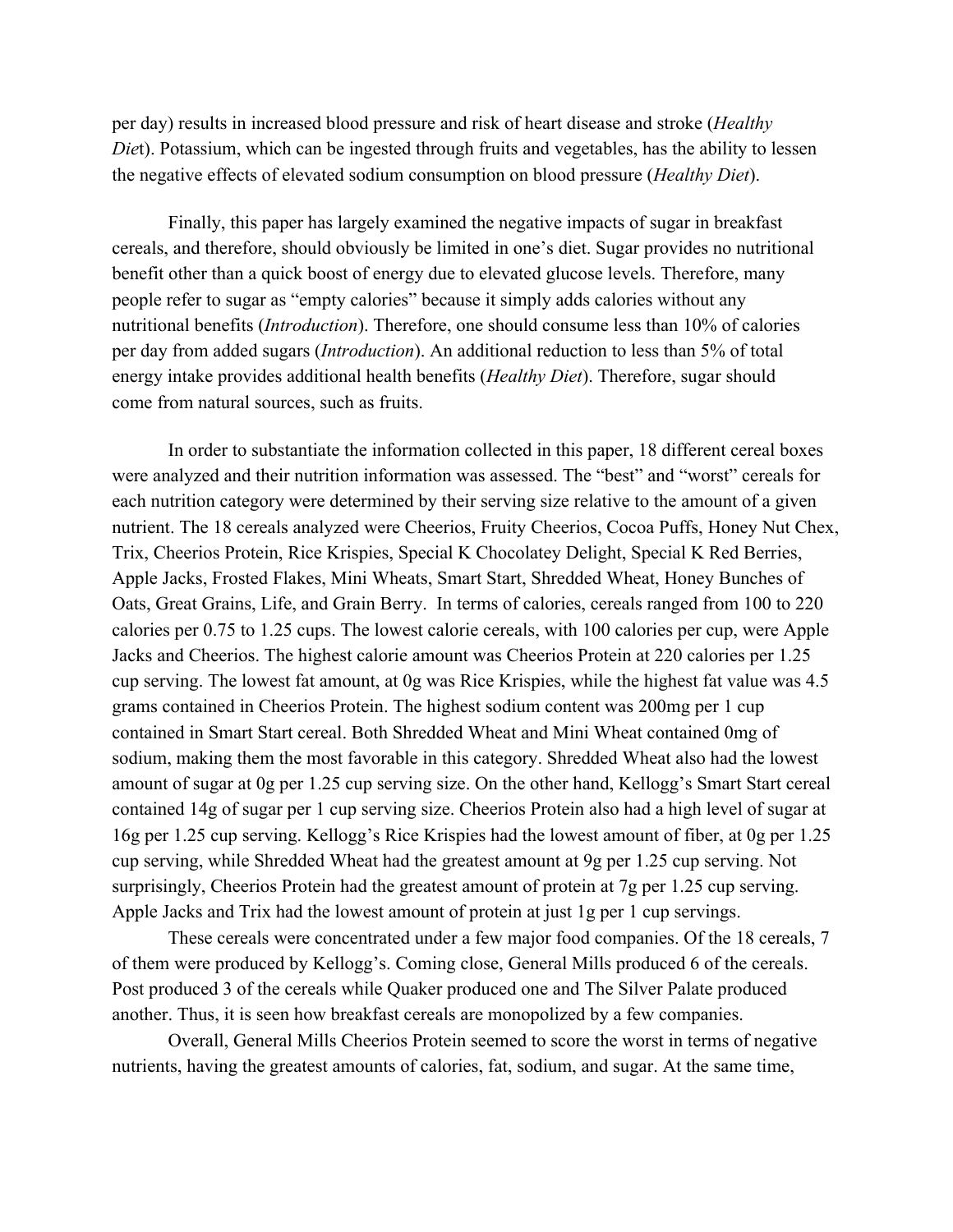per day) results in increased blood pressure and risk of heart disease and stroke (*Healthy Diet*). Potassium, which can be ingested through fruits and vegetables, has the ability to lessen the negative effects of elevated sodium consumption on blood pressure (*Healthy Diet*).

Finally, this paper has largely examined the negative impacts of sugar in breakfast cereals, and therefore, should obviously be limited in one's diet. Sugar provides no nutritional benefit other than a quick boost of energy due to elevated glucose levels. Therefore, many people refer to sugar as "empty calories" because it simply adds calories without any nutritional benefits (*Introduction*). Therefore, one should consume less than 10% of calories per day from added sugars (*Introduction*). An additional reduction to less than 5% of total energy intake provides additional health benefits (*Healthy Diet*). Therefore, sugar should come from natural sources, such as fruits.

In order to substantiate the information collected in this paper, 18 different cereal boxes were analyzed and their nutrition information was assessed. The "best" and "worst" cereals for each nutrition category were determined by their serving size relative to the amount of a given nutrient. The 18 cereals analyzed were Cheerios, Fruity Cheerios, Cocoa Puffs, Honey Nut Chex, Trix, Cheerios Protein, Rice Krispies, Special K Chocolatey Delight, Special K Red Berries, Apple Jacks, Frosted Flakes, Mini Wheats, Smart Start, Shredded Wheat, Honey Bunches of Oats, Great Grains, Life, and Grain Berry. In terms of calories, cereals ranged from 100 to 220 calories per 0.75 to 1.25 cups. The lowest calorie cereals, with 100 calories per cup, were Apple Jacks and Cheerios. The highest calorie amount was Cheerios Protein at 220 calories per 1.25 cup serving. The lowest fat amount, at 0g was Rice Krispies, while the highest fat value was 4.5 grams contained in Cheerios Protein. The highest sodium content was 200mg per 1 cup contained in Smart Start cereal. Both Shredded Wheat and Mini Wheat contained 0mg of sodium, making them the most favorable in this category. Shredded Wheat also had the lowest amount of sugar at 0g per 1.25 cup serving size. On the other hand, Kellogg's Smart Start cereal contained 14g of sugar per 1 cup serving size. Cheerios Protein also had a high level of sugar at 16g per 1.25 cup serving. Kellogg's Rice Krispies had the lowest amount of fiber, at 0g per 1.25 cup serving, while Shredded Wheat had the greatest amount at 9g per 1.25 cup serving. Not surprisingly, Cheerios Protein had the greatest amount of protein at 7g per 1.25 cup serving. Apple Jacks and Trix had the lowest amount of protein at just 1g per 1 cup servings.

These cereals were concentrated under a few major food companies. Of the 18 cereals, 7 of them were produced by Kellogg's. Coming close, General Mills produced 6 of the cereals. Post produced 3 of the cereals while Quaker produced one and The Silver Palate produced another. Thus, it is seen how breakfast cereals are monopolized by a few companies.

Overall, General Mills Cheerios Protein seemed to score the worst in terms of negative nutrients, having the greatest amounts of calories, fat, sodium, and sugar. At the same time,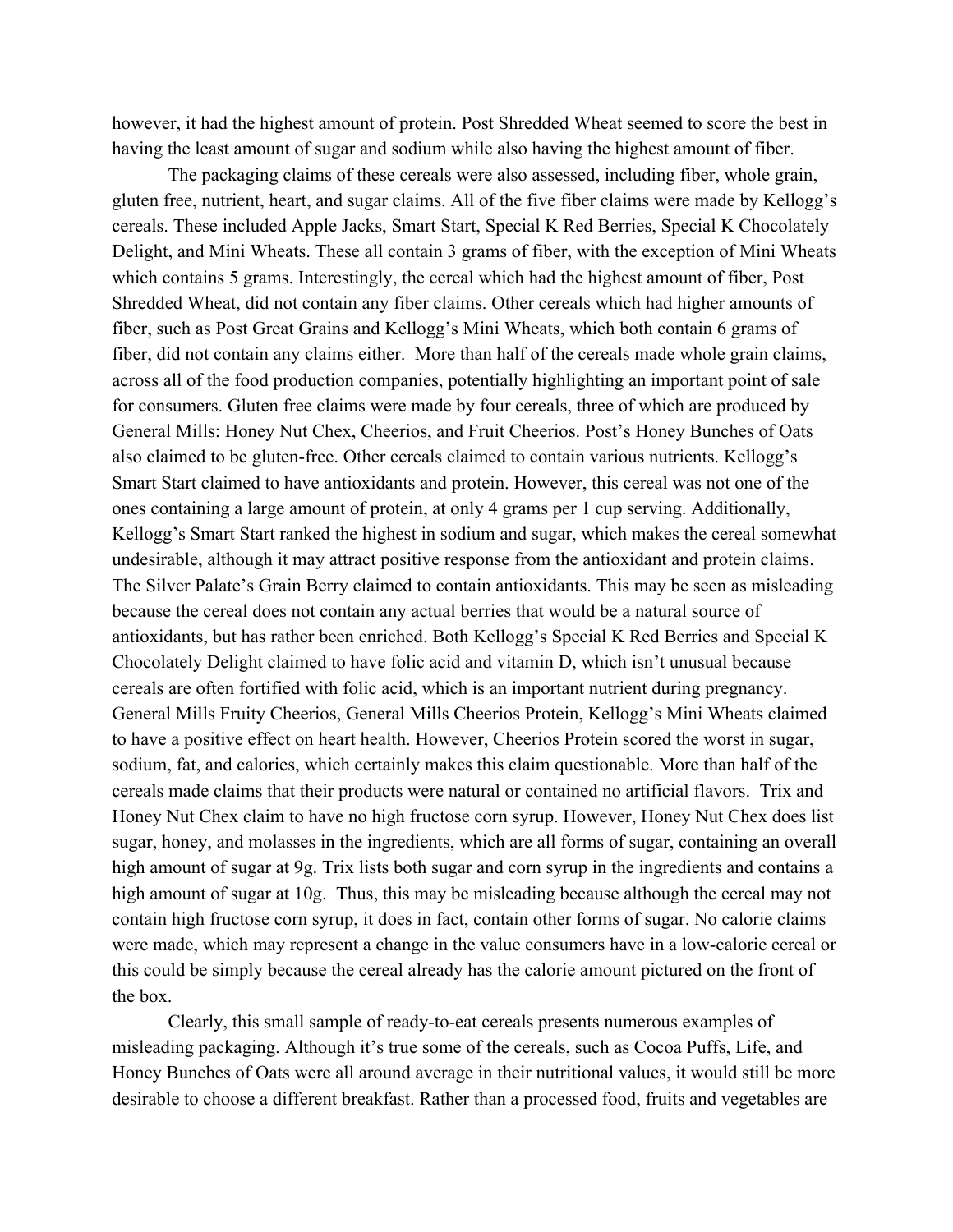however, it had the highest amount of protein. Post Shredded Wheat seemed to score the best in having the least amount of sugar and sodium while also having the highest amount of fiber.

The packaging claims of these cereals were also assessed, including fiber, whole grain, gluten free, nutrient, heart, and sugar claims. All of the five fiber claims were made by Kellogg's cereals. These included Apple Jacks, Smart Start, Special K Red Berries, Special K Chocolately Delight, and Mini Wheats. These all contain 3 grams of fiber, with the exception of Mini Wheats which contains 5 grams. Interestingly, the cereal which had the highest amount of fiber, Post Shredded Wheat, did not contain any fiber claims. Other cereals which had higher amounts of fiber, such as Post Great Grains and Kellogg's Mini Wheats, which both contain 6 grams of fiber, did not contain any claims either. More than half of the cereals made whole grain claims, across all of the food production companies, potentially highlighting an important point of sale for consumers. Gluten free claims were made by four cereals, three of which are produced by General Mills: Honey Nut Chex, Cheerios, and Fruit Cheerios. Post's Honey Bunches of Oats also claimed to be gluten-free. Other cereals claimed to contain various nutrients. Kellogg's Smart Start claimed to have antioxidants and protein. However, this cereal was not one of the ones containing a large amount of protein, at only 4 grams per 1 cup serving. Additionally, Kellogg's Smart Start ranked the highest in sodium and sugar, which makes the cereal somewhat undesirable, although it may attract positive response from the antioxidant and protein claims. The Silver Palate's Grain Berry claimed to contain antioxidants. This may be seen as misleading because the cereal does not contain any actual berries that would be a natural source of antioxidants, but has rather been enriched. Both Kellogg's Special K Red Berries and Special K Chocolately Delight claimed to have folic acid and vitamin D, which isn't unusual because cereals are often fortified with folic acid, which is an important nutrient during pregnancy. General Mills Fruity Cheerios, General Mills Cheerios Protein, Kellogg's Mini Wheats claimed to have a positive effect on heart health. However, Cheerios Protein scored the worst in sugar, sodium, fat, and calories, which certainly makes this claim questionable. More than half of the cereals made claims that their products were natural or contained no artificial flavors. Trix and Honey Nut Chex claim to have no high fructose corn syrup. However, Honey Nut Chex does list sugar, honey, and molasses in the ingredients, which are all forms of sugar, containing an overall high amount of sugar at 9g. Trix lists both sugar and corn syrup in the ingredients and contains a high amount of sugar at 10g. Thus, this may be misleading because although the cereal may not contain high fructose corn syrup, it does in fact, contain other forms of sugar. No calorie claims were made, which may represent a change in the value consumers have in a low-calorie cereal or this could be simply because the cereal already has the calorie amount pictured on the front of the box.

Clearly, this small sample of ready-to-eat cereals presents numerous examples of misleading packaging. Although it's true some of the cereals, such as Cocoa Puffs, Life, and Honey Bunches of Oats were all around average in their nutritional values, it would still be more desirable to choose a different breakfast. Rather than a processed food, fruits and vegetables are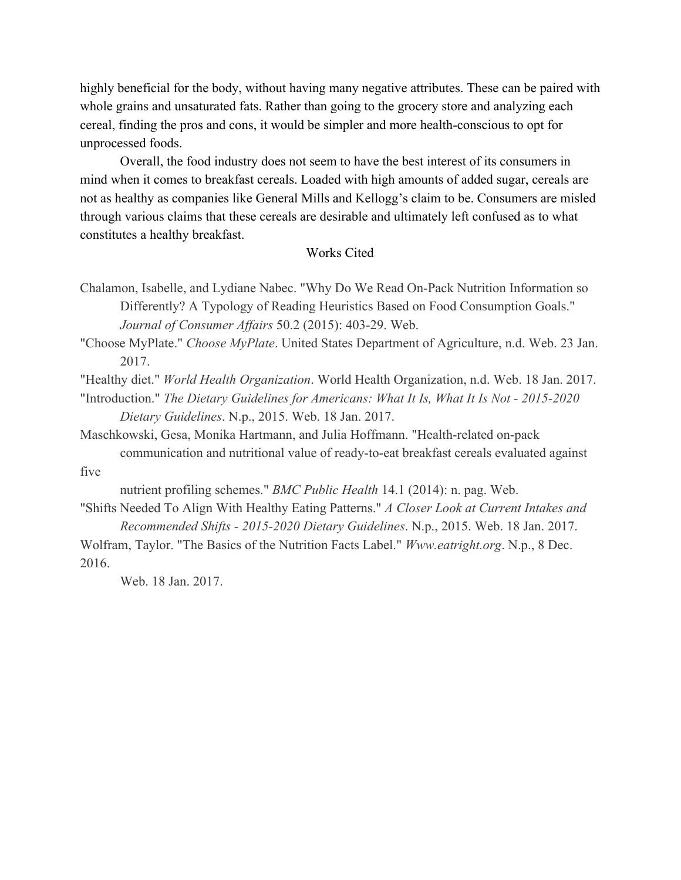highly beneficial for the body, without having many negative attributes. These can be paired with whole grains and unsaturated fats. Rather than going to the grocery store and analyzing each cereal, finding the pros and cons, it would be simpler and more health-conscious to opt for unprocessed foods.

Overall, the food industry does not seem to have the best interest of its consumers in mind when it comes to breakfast cereals. Loaded with high amounts of added sugar, cereals are not as healthy as companies like General Mills and Kellogg's claim to be. Consumers are misled through various claims that these cereals are desirable and ultimately left confused as to what constitutes a healthy breakfast.

## Works Cited

Chalamon, Isabelle, and Lydiane Nabec. "Why Do We Read On-Pack Nutrition Information so Differently? A Typology of Reading Heuristics Based on Food Consumption Goals." *Journal of Consumer Affairs* 50.2 (2015): 403-29. Web.

"Choose MyPlate." *Choose MyPlate*. United States Department of Agriculture, n.d. Web. 23 Jan. 2017.

"Healthy diet." *World Health Organization*. World Health Organization, n.d. Web. 18 Jan. 2017.

"Introduction." *The Dietary Guidelines for Americans: What It Is, What It Is Not - 2015-2020 Dietary Guidelines*. N.p., 2015. Web. 18 Jan. 2017.

Maschkowski, Gesa, Monika Hartmann, and Julia Hoffmann. "Health-related on-pack communication and nutritional value of ready-to-eat breakfast cereals evaluated against five nutrient profiling schemes." *BMC Public Health* 14.1 (2014): n. pag. Web.

"Shifts Needed To Align With Healthy Eating Patterns." *A Closer Look at Current Intakes and Recommended Shifts - 2015-2020 Dietary Guidelines*. N.p., 2015. Web. 18 Jan. 2017.

Wolfram, Taylor. "The Basics of the Nutrition Facts Label." *Www.eatright.org*. N.p., 8 Dec. 2016. Web. 18 Jan. 2017.